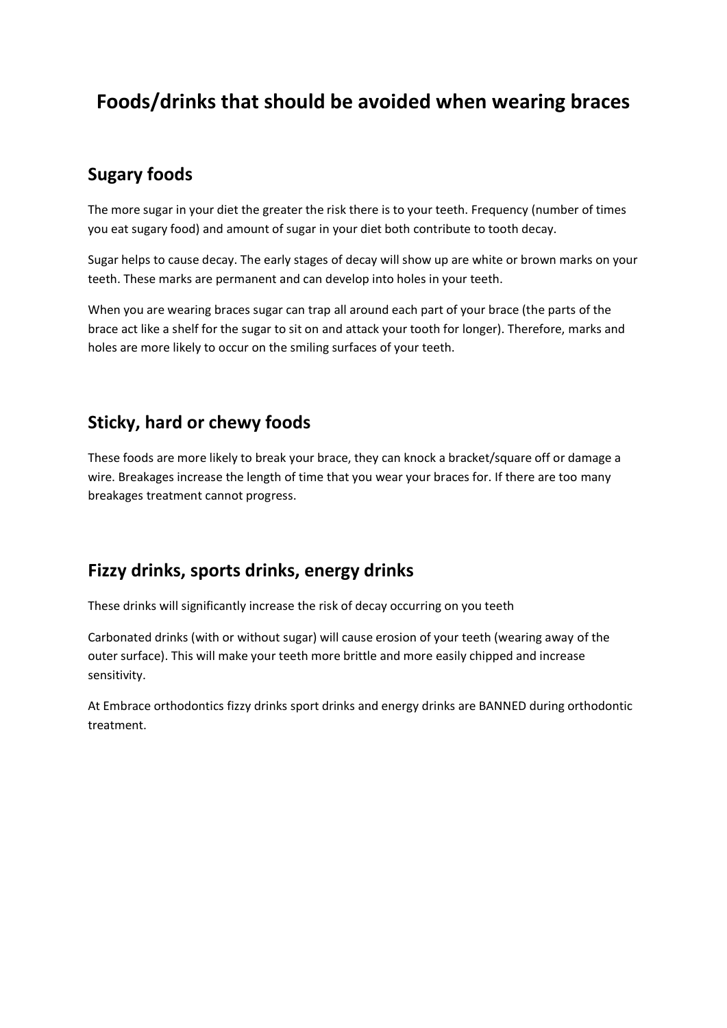# Foods/drinks that should be avoided when wearing braces

## Sugary foods

The more sugar in your diet the greater the risk there is to your teeth. Frequency (number of times you eat sugary food) and amount of sugar in your diet both contribute to tooth decay.

Sugar helps to cause decay. The early stages of decay will show up are white or brown marks on your teeth. These marks are permanent and can develop into holes in your teeth.

When you are wearing braces sugar can trap all around each part of your brace (the parts of the brace act like a shelf for the sugar to sit on and attack your tooth for longer). Therefore, marks and holes are more likely to occur on the smiling surfaces of your teeth.

## Sticky, hard or chewy foods

These foods are more likely to break your brace, they can knock a bracket/square off or damage a wire. Breakages increase the length of time that you wear your braces for. If there are too many breakages treatment cannot progress.

## Fizzy drinks, sports drinks, energy drinks

These drinks will significantly increase the risk of decay occurring on you teeth

Carbonated drinks (with or without sugar) will cause erosion of your teeth (wearing away of the outer surface). This will make your teeth more brittle and more easily chipped and increase sensitivity.

At Embrace orthodontics fizzy drinks sport drinks and energy drinks are BANNED during orthodontic treatment.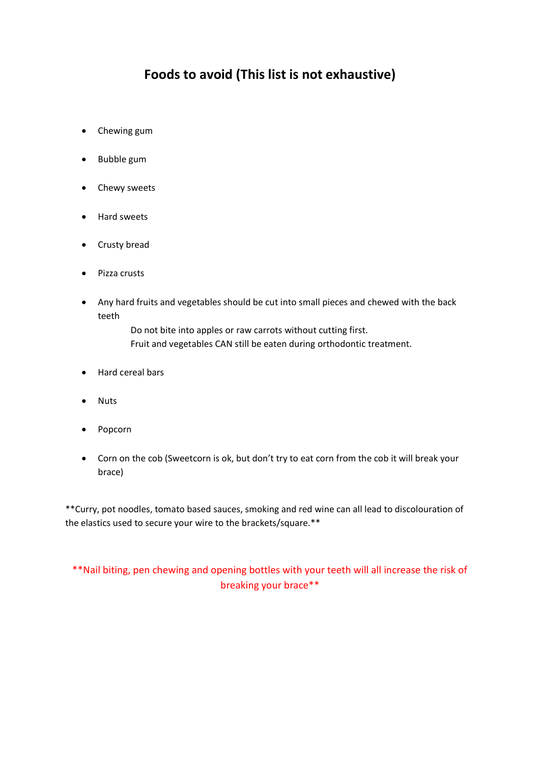# Foods to avoid (This list is not exhaustive)

- Chewing gum
- Bubble gum
- Chewy sweets
- Hard sweets
- Crusty bread
- Pizza crusts
- Any hard fruits and vegetables should be cut into small pieces and chewed with the back teeth

  Do not bite into apples or raw carrots without cutting first.
  Fruit and vegetables CAN still be eaten during orthodontic treatment.

- Hard cereal bars
- Nuts
- Popcorn
- Corn on the cob (Sweetcorn is ok, but don't try to eat corn from the cob it will break your brace)

**Curry, pot noodles, tomato based sauces, smoking and red wine can all lead to discolouration of the elastics used to secure your wire to the brackets/square.**

**Nail biting, pen chewing and opening bottles with your teeth will all increase the risk of breaking your brace**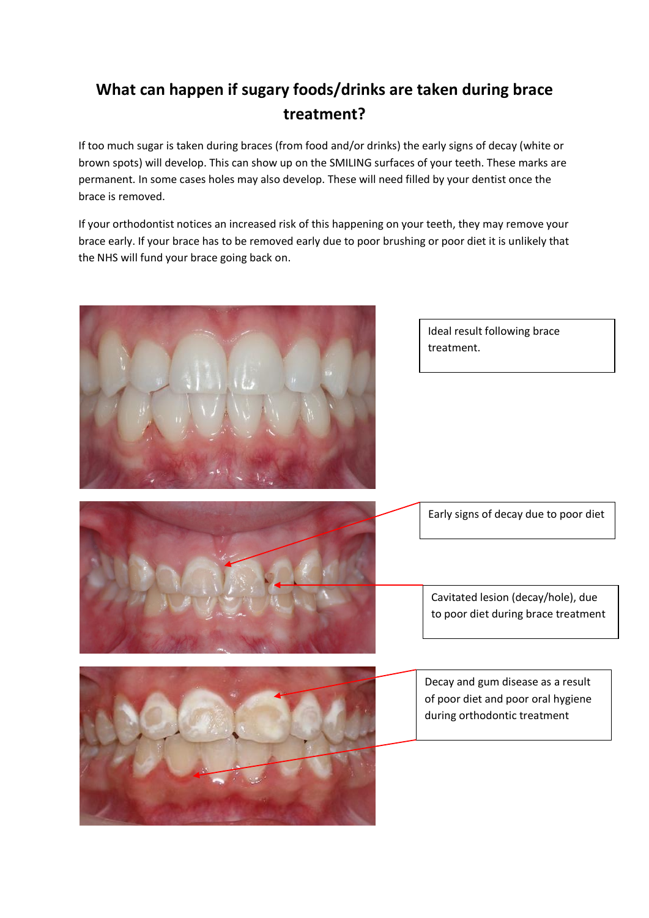# What can happen if sugary foods/drinks are taken during brace treatment?

If too much sugar is taken during braces (from food and/or drinks) the early signs of decay (white or brown spots) will develop. This can show up on the SMILING surfaces of your teeth. These marks are permanent. In some cases holes may also develop. These will need filled by your dentist once the brace is removed.

If your orthodontist notices an increased risk of this happening on your teeth, they may remove your brace early. If your brace has to be removed early due to poor brushing or poor diet it is unlikely that the NHS will fund your brace going back on.

Ideal result following brace treatment.

Early signs of decay due to poor diet

Cavitated lesion (decay/hole), due to poor diet during brace treatment

Decay and gum disease as a result of poor diet and poor oral hygiene during orthodontic treatment